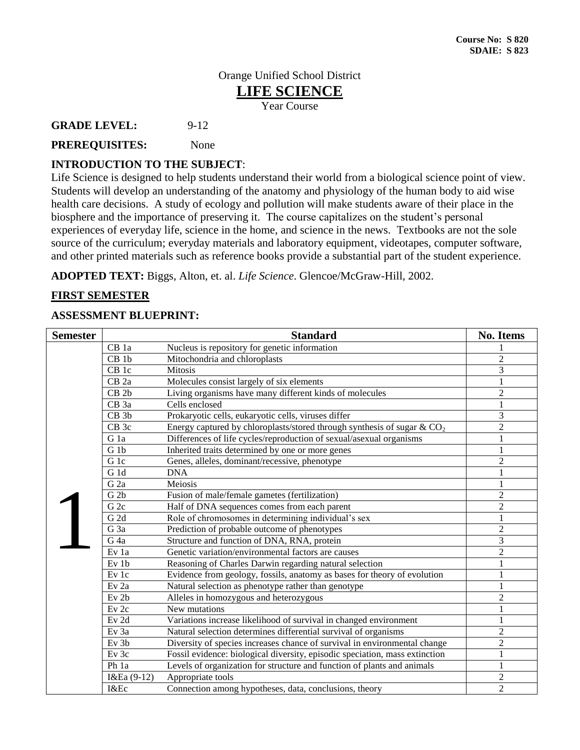**Course No: S 820**
**SDAIE: S 823**

Orange Unified School District

# LIFE SCIENCE

Year Course

**GRADE LEVEL:** 9-12

**PREREQUISITES:** None

**INTRODUCTION TO THE SUBJECT**:
Life Science is designed to help students understand their world from a biological science point of view. Students will develop an understanding of the anatomy and physiology of the human body to aid wise health care decisions. A study of ecology and pollution will make students aware of their place in the biosphere and the importance of preserving it. The course capitalizes on the student's personal experiences of everyday life, science in the home, and science in the news. Textbooks are not the sole source of the curriculum; everyday materials and laboratory equipment, videotapes, computer software, and other printed materials such as reference books provide a substantial part of the student experience.

**ADOPTED TEXT:** Biggs, Alton, et. al. *Life Science*. Glencoe/McGraw-Hill, 2002.

## FIRST SEMESTER

**ASSESSMENT BLUEPRINT:**

| Semester | Standard | | No. Items |
|---|---|---|---|
| 1 | CB 1a | Nucleus is repository for genetic information | 1 |
| | CB 1b | Mitochondria and chloroplasts | 2 |
| | CB 1c | Mitosis | 3 |
| | CB 2a | Molecules consist largely of six elements | 1 |
| | CB 2b | Living organisms have many different kinds of molecules | 2 |
| | CB 3a | Cells enclosed | 1 |
| | CB 3b | Prokaryotic cells, eukaryotic cells, viruses differ | 3 |
| | CB 3c | Energy captured by chloroplasts/stored through synthesis of sugar & $CO_2$ | 2 |
| | G 1a | Differences of life cycles/reproduction of sexual/asexual organisms | 1 |
| | G 1b | Inherited traits determined by one or more genes | 1 |
| | G 1c | Genes, alleles, dominant/recessive, phenotype | 2 |
| | G 1d | DNA | 1 |
| | G 2a | Meiosis | 1 |
| | G 2b | Fusion of male/female gametes (fertilization) | 2 |
| | G 2c | Half of DNA sequences comes from each parent | 2 |
| | G 2d | Role of chromosomes in determining individual's sex | 1 |
| | G 3a | Prediction of probable outcome of phenotypes | 2 |
| | G 4a | Structure and function of DNA, RNA, protein | 3 |
| | Ev 1a | Genetic variation/environmental factors are causes | 2 |
| | Ev 1b | Reasoning of Charles Darwin regarding natural selection | 1 |
| | Ev 1c | Evidence from geology, fossils, anatomy as bases for theory of evolution | 1 |
| | Ev 2a | Natural selection as phenotype rather than genotype | 1 |
| | Ev 2b | Alleles in homozygous and heterozygous | 2 |
| | Ev 2c | New mutations | 1 |
| | Ev 2d | Variations increase likelihood of survival in changed environment | 1 |
| | Ev 3a | Natural selection determines differential survival of organisms | 2 |
| | Ev 3b | Diversity of species increases chance of survival in environmental change | 2 |
| | Ev 3c | Fossil evidence: biological diversity, episodic speciation, mass extinction | 1 |
| | Ph 1a | Levels of organization for structure and function of plants and animals | 1 |
| | I&Ea (9-12) | Appropriate tools | 2 |
| | I&Ec | Connection among hypotheses, data, conclusions, theory | 2 |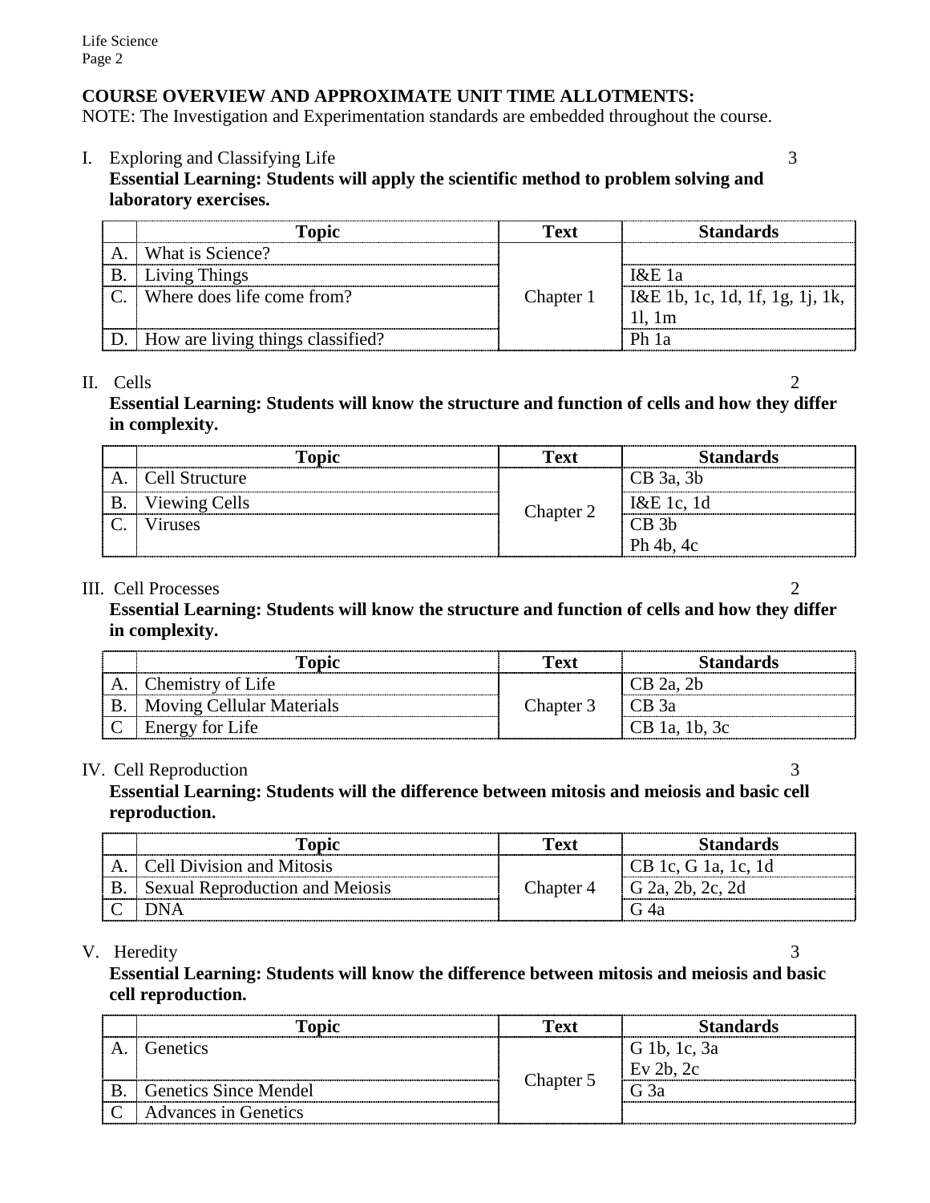## COURSE OVERVIEW AND APPROXIMATE UNIT TIME ALLOTMENTS:

NOTE: The Investigation and Experimentation standards are embedded throughout the course.

I. Exploring and Classifying Life 3

**Essential Learning: Students will apply the scientific method to problem solving and laboratory exercises.**

| | Topic | Text | Standards |
|---|---|---|---|
| A. | What is Science? | Chapter 1 | |
| B. | Living Things | | I&E 1a |
| C. | Where does life come from? | | I&E 1b, 1c, 1d, 1f, 1g, 1j, 1k, 1l, 1m |
| D. | How are living things classified? | | Ph 1a |

II. Cells 2

**Essential Learning: Students will know the structure and function of cells and how they differ in complexity.**

| | Topic | Text | Standards |
|---|---|---|---|
| A. | Cell Structure | Chapter 2 | CB 3a, 3b |
| B. | Viewing Cells | | I&E 1c, 1d |
| C. | Viruses | | CB 3b<br>Ph 4b, 4c |

III. Cell Processes 2

**Essential Learning: Students will know the structure and function of cells and how they differ in complexity.**

| | Topic | Text | Standards |
|---|---|---|---|
| A. | Chemistry of Life | Chapter 3 | CB 2a, 2b |
| B. | Moving Cellular Materials | | CB 3a |
| C | Energy for Life | | CB 1a, 1b, 3c |

IV. Cell Reproduction 3

**Essential Learning: Students will the difference between mitosis and meiosis and basic cell reproduction.**

| | Topic | Text | Standards |
|---|---|---|---|
| A. | Cell Division and Mitosis | Chapter 4 | CB 1c, G 1a, 1c, 1d |
| B. | Sexual Reproduction and Meiosis | | G 2a, 2b, 2c, 2d |
| C | DNA | | G 4a |

V. Heredity 3

**Essential Learning: Students will know the difference between mitosis and meiosis and basic cell reproduction.**

| | Topic | Text | Standards |
|---|---|---|---|
| A. | Genetics | Chapter 5 | G 1b, 1c, 3a<br>Ev 2b, 2c |
| B. | Genetics Since Mendel | | G 3a |
| C | Advances in Genetics | | |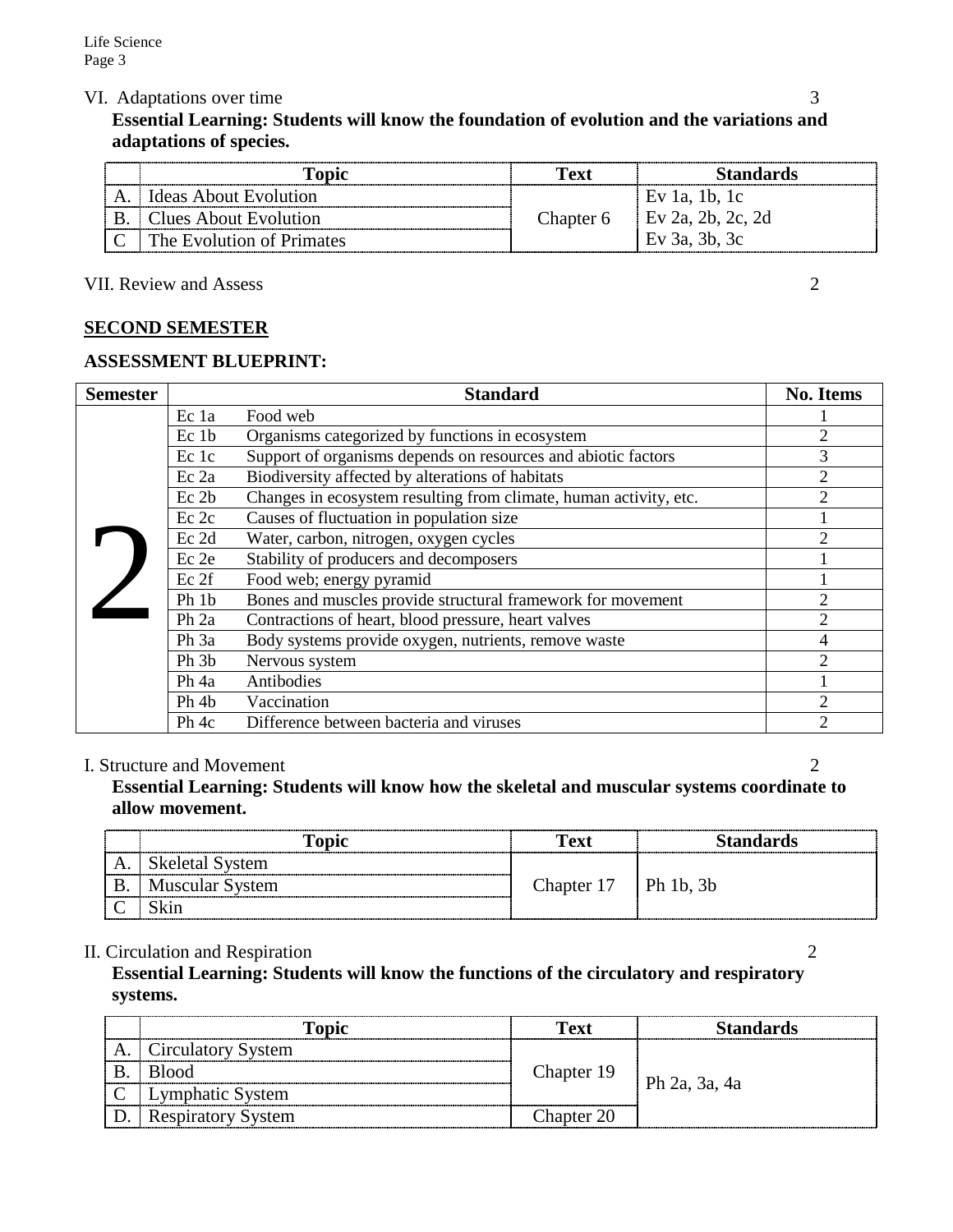VI. Adaptations over time 3

**Essential Learning: Students will know the foundation of evolution and the variations and adaptations of species.**

| | Topic | Text | Standards |
|---|---|---|---|
| A. | Ideas About Evolution | Chapter 6 | Ev 1a, 1b, 1c |
| B. | Clues About Evolution | | Ev 2a, 2b, 2c, 2d |
| C | The Evolution of Primates | | Ev 3a, 3b, 3c |

VII. Review and Assess 2

**SECOND SEMESTER**

**ASSESSMENT BLUEPRINT:**

| Semester | Standard | | No. Items |
|---|---|---|---|
| 2 | Ec 1a | Food web | 1 |
| | Ec 1b | Organisms categorized by functions in ecosystem | 2 |
| | Ec 1c | Support of organisms depends on resources and abiotic factors | 3 |
| | Ec 2a | Biodiversity affected by alterations of habitats | 2 |
| | Ec 2b | Changes in ecosystem resulting from climate, human activity, etc. | 2 |
| | Ec 2c | Causes of fluctuation in population size | 1 |
| | Ec 2d | Water, carbon, nitrogen, oxygen cycles | 2 |
| | Ec 2e | Stability of producers and decomposers | 1 |
| | Ec 2f | Food web; energy pyramid | 1 |
| | Ph 1b | Bones and muscles provide structural framework for movement | 2 |
| | Ph 2a | Contractions of heart, blood pressure, heart valves | 2 |
| | Ph 3a | Body systems provide oxygen, nutrients, remove waste | 4 |
| | Ph 3b | Nervous system | 2 |
| | Ph 4a | Antibodies | 1 |
| | Ph 4b | Vaccination | 2 |
| | Ph 4c | Difference between bacteria and viruses | 2 |

I. Structure and Movement 2

**Essential Learning: Students will know how the skeletal and muscular systems coordinate to allow movement.**

| | Topic | Text | Standards |
|---|---|---|---|
| A. | Skeletal System | Chapter 17 | Ph 1b, 3b |
| B. | Muscular System | | |
| C | Skin | | |

II. Circulation and Respiration 2

**Essential Learning: Students will know the functions of the circulatory and respiratory systems.**

| | Topic | Text | Standards |
|---|---|---|---|
| A. | Circulatory System | Chapter 19 | Ph 2a, 3a, 4a |
| B. | Blood | | |
| C | Lymphatic System | | |
| D. | Respiratory System | Chapter 20 | |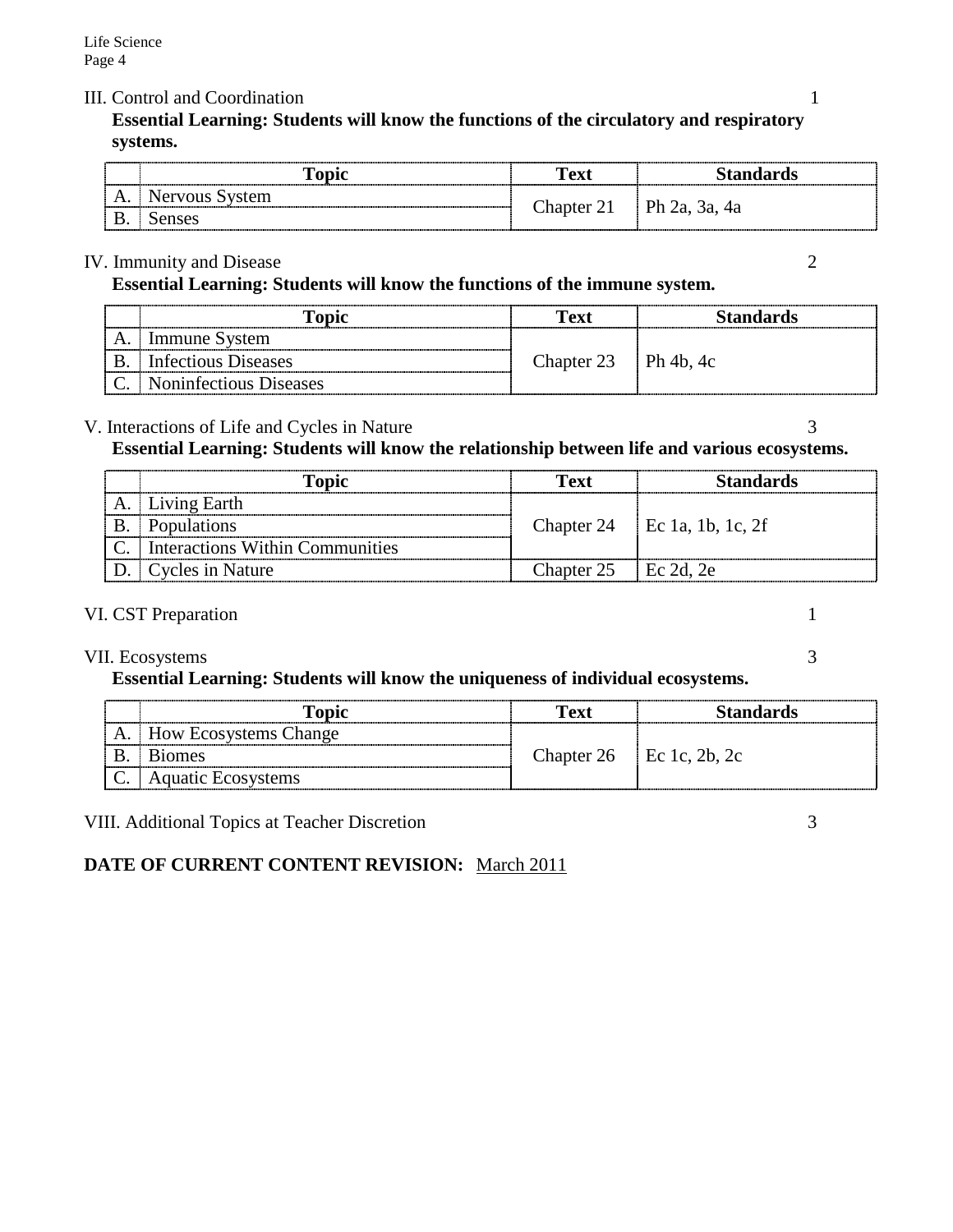III. Control and Coordination 1

**Essential Learning: Students will know the functions of the circulatory and respiratory systems.**

| | Topic | Text | Standards |
|---|---|---|---|
| A. | Nervous System | Chapter 21 | Ph 2a, 3a, 4a |
| B. | Senses | | |

IV. Immunity and Disease 2

**Essential Learning: Students will know the functions of the immune system.**

| | Topic | Text | Standards |
|---|---|---|---|
| A. | Immune System | Chapter 23 | Ph 4b, 4c |
| B. | Infectious Diseases | | |
| C. | Noninfectious Diseases | | |

V. Interactions of Life and Cycles in Nature 3

**Essential Learning: Students will know the relationship between life and various ecosystems.**

| | Topic | Text | Standards |
|---|---|---|---|
| A. | Living Earth | Chapter 24 | Ec 1a, 1b, 1c, 2f |
| B. | Populations | | |
| C. | Interactions Within Communities | | |
| D. | Cycles in Nature | Chapter 25 | Ec 2d, 2e |

VI. CST Preparation 1

VII. Ecosystems 3

**Essential Learning: Students will know the uniqueness of individual ecosystems.**

| | Topic | Text | Standards |
|---|---|---|---|
| A. | How Ecosystems Change | Chapter 26 | Ec 1c, 2b, 2c |
| B. | Biomes | | |
| C. | Aquatic Ecosystems | | |

VIII. Additional Topics at Teacher Discretion 3

**DATE OF CURRENT CONTENT REVISION:** March 2011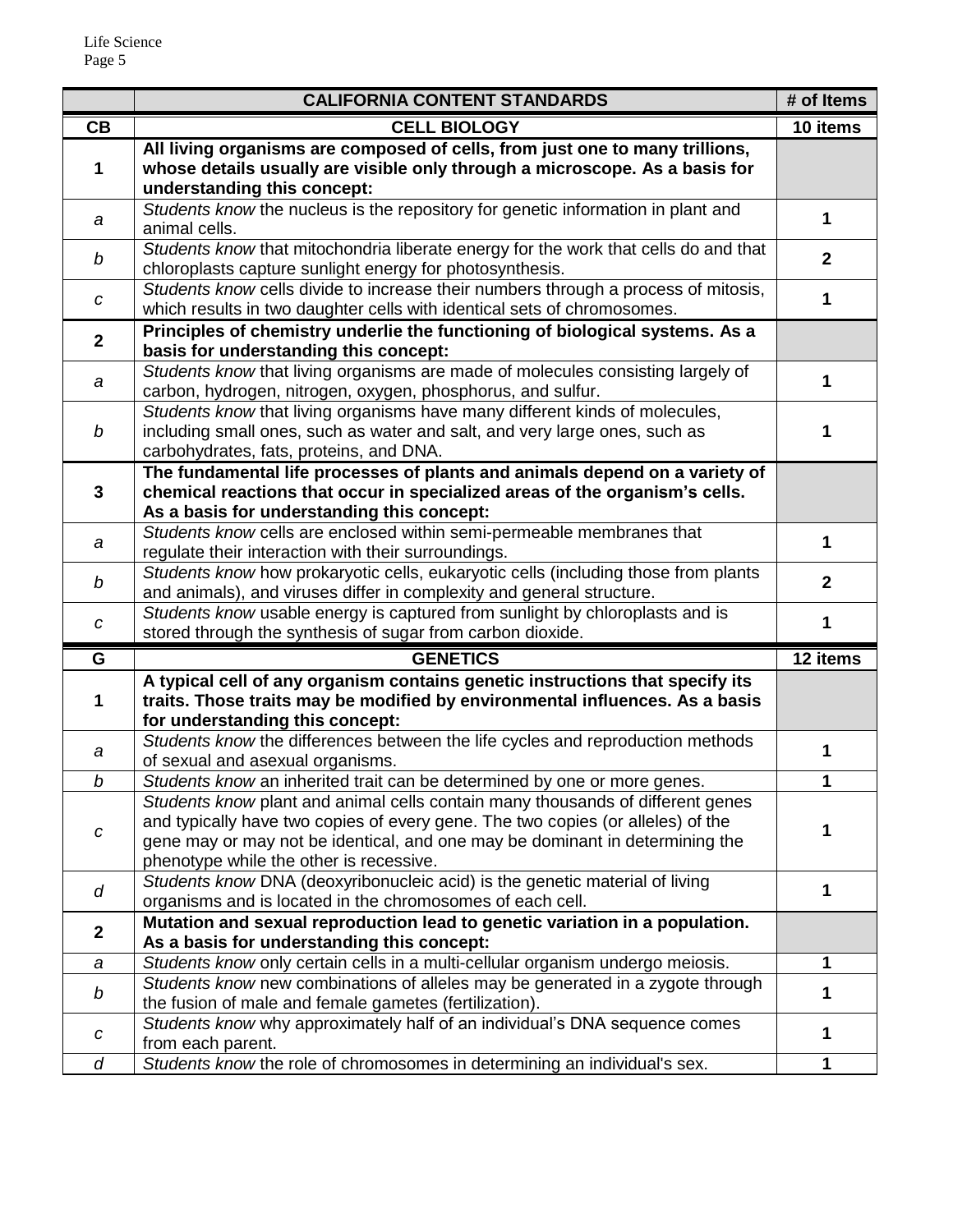| | CALIFORNIA CONTENT STANDARDS | # of Items |
|---|---|---|
| **CB** | **CELL BIOLOGY** | **10 items** |
| **1** | **All living organisms are composed of cells, from just one to many trillions, whose details usually are visible only through a microscope. As a basis for understanding this concept:** | |
| *a* | *Students know* the nucleus is the repository for genetic information in plant and animal cells. | **1** |
| *b* | *Students know* that mitochondria liberate energy for the work that cells do and that chloroplasts capture sunlight energy for photosynthesis. | **2** |
| *c* | *Students know* cells divide to increase their numbers through a process of mitosis, which results in two daughter cells with identical sets of chromosomes. | **1** |
| **2** | **Principles of chemistry underlie the functioning of biological systems. As a basis for understanding this concept:** | |
| *a* | *Students know* that living organisms are made of molecules consisting largely of carbon, hydrogen, nitrogen, oxygen, phosphorus, and sulfur. | **1** |
| *b* | *Students know* that living organisms have many different kinds of molecules, including small ones, such as water and salt, and very large ones, such as carbohydrates, fats, proteins, and DNA. | **1** |
| **3** | **The fundamental life processes of plants and animals depend on a variety of chemical reactions that occur in specialized areas of the organism's cells. As a basis for understanding this concept:** | |
| *a* | *Students know* cells are enclosed within semi-permeable membranes that regulate their interaction with their surroundings. | **1** |
| *b* | *Students know* how prokaryotic cells, eukaryotic cells (including those from plants and animals), and viruses differ in complexity and general structure. | **2** |
| *c* | *Students know* usable energy is captured from sunlight by chloroplasts and is stored through the synthesis of sugar from carbon dioxide. | **1** |
| **G** | **GENETICS** | **12 items** |
| **1** | **A typical cell of any organism contains genetic instructions that specify its traits. Those traits may be modified by environmental influences. As a basis for understanding this concept:** | |
| *a* | *Students know* the differences between the life cycles and reproduction methods of sexual and asexual organisms. | **1** |
| *b* | *Students know* an inherited trait can be determined by one or more genes. | **1** |
| *c* | *Students know* plant and animal cells contain many thousands of different genes and typically have two copies of every gene. The two copies (or alleles) of the gene may or may not be identical, and one may be dominant in determining the phenotype while the other is recessive. | **1** |
| *d* | *Students know* DNA (deoxyribonucleic acid) is the genetic material of living organisms and is located in the chromosomes of each cell. | **1** |
| **2** | **Mutation and sexual reproduction lead to genetic variation in a population. As a basis for understanding this concept:** | |
| *a* | *Students know* only certain cells in a multi-cellular organism undergo meiosis. | **1** |
| *b* | *Students know* new combinations of alleles may be generated in a zygote through the fusion of male and female gametes (fertilization). | **1** |
| *c* | *Students know* why approximately half of an individual's DNA sequence comes from each parent. | **1** |
| *d* | *Students know* the role of chromosomes in determining an individual's sex. | **1** |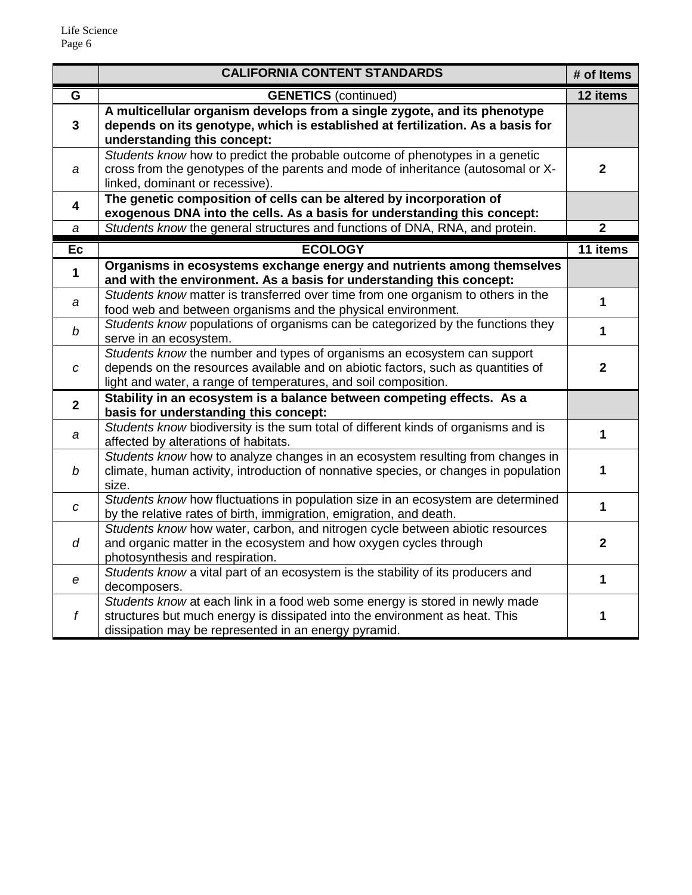|  | **CALIFORNIA CONTENT STANDARDS** | **# of Items** |
|---|---|---|
| **G** | **GENETICS** (continued) | **12 items** |
| **3** | **A multicellular organism develops from a single zygote, and its phenotype depends on its genotype, which is established at fertilization. As a basis for understanding this concept:** |  |
| *a* | *Students know* how to predict the probable outcome of phenotypes in a genetic cross from the genotypes of the parents and mode of inheritance (autosomal or X-linked, dominant or recessive). | **2** |
| **4** | **The genetic composition of cells can be altered by incorporation of exogenous DNA into the cells. As a basis for understanding this concept:** |  |
| *a* | *Students know* the general structures and functions of DNA, RNA, and protein. | **2** |
| **Ec** | **ECOLOGY** | **11 items** |
| **1** | **Organisms in ecosystems exchange energy and nutrients among themselves and with the environment. As a basis for understanding this concept:** |  |
| *a* | *Students know* matter is transferred over time from one organism to others in the food web and between organisms and the physical environment. | **1** |
| *b* | *Students know* populations of organisms can be categorized by the functions they serve in an ecosystem. | **1** |
| *c* | *Students know* the number and types of organisms an ecosystem can support depends on the resources available and on abiotic factors, such as quantities of light and water, a range of temperatures, and soil composition. | **2** |
| **2** | **Stability in an ecosystem is a balance between competing effects. As a basis for understanding this concept:** |  |
| *a* | *Students know* biodiversity is the sum total of different kinds of organisms and is affected by alterations of habitats. | **1** |
| *b* | *Students know* how to analyze changes in an ecosystem resulting from changes in climate, human activity, introduction of nonnative species, or changes in population size. | **1** |
| *c* | *Students know* how fluctuations in population size in an ecosystem are determined by the relative rates of birth, immigration, emigration, and death. | **1** |
| *d* | *Students know* how water, carbon, and nitrogen cycle between abiotic resources and organic matter in the ecosystem and how oxygen cycles through photosynthesis and respiration. | **2** |
| *e* | *Students know* a vital part of an ecosystem is the stability of its producers and decomposers. | **1** |
| *f* | *Students know* at each link in a food web some energy is stored in newly made structures but much energy is dissipated into the environment as heat. This dissipation may be represented in an energy pyramid. | **1** |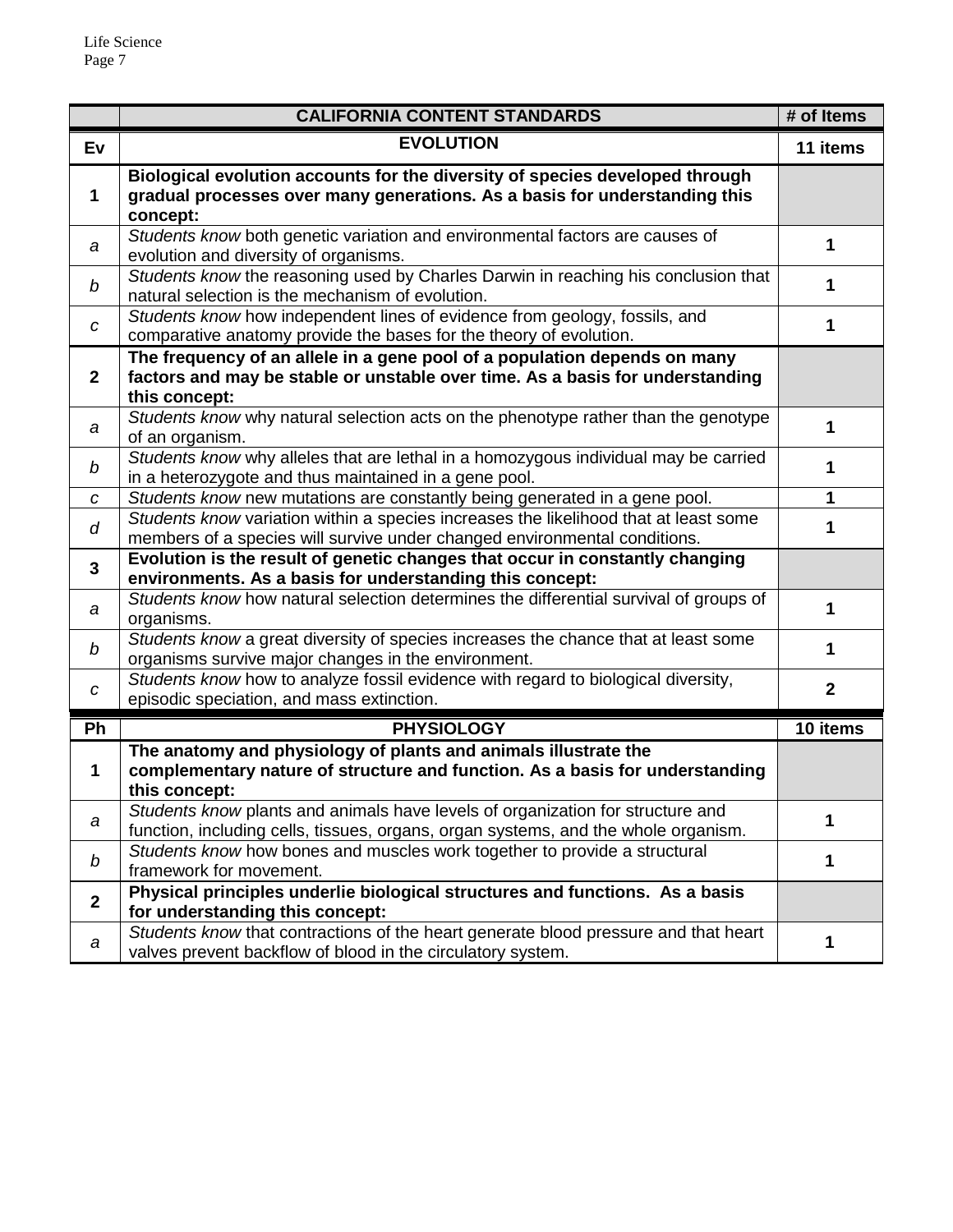| | **CALIFORNIA CONTENT STANDARDS** | **# of Items** |
|---|---|---|
| **Ev** | **EVOLUTION** | **11 items** |
| **1** | **Biological evolution accounts for the diversity of species developed through gradual processes over many generations. As a basis for understanding this concept:** | |
| *a* | *Students know* both genetic variation and environmental factors are causes of evolution and diversity of organisms. | **1** |
| *b* | *Students know* the reasoning used by Charles Darwin in reaching his conclusion that natural selection is the mechanism of evolution. | **1** |
| *c* | *Students know* how independent lines of evidence from geology, fossils, and comparative anatomy provide the bases for the theory of evolution. | **1** |
| **2** | **The frequency of an allele in a gene pool of a population depends on many factors and may be stable or unstable over time. As a basis for understanding this concept:** | |
| *a* | *Students know* why natural selection acts on the phenotype rather than the genotype of an organism. | **1** |
| *b* | *Students know* why alleles that are lethal in a homozygous individual may be carried in a heterozygote and thus maintained in a gene pool. | **1** |
| *c* | *Students know* new mutations are constantly being generated in a gene pool. | **1** |
| *d* | *Students know* variation within a species increases the likelihood that at least some members of a species will survive under changed environmental conditions. | **1** |
| **3** | **Evolution is the result of genetic changes that occur in constantly changing environments. As a basis for understanding this concept:** | |
| *a* | *Students know* how natural selection determines the differential survival of groups of organisms. | **1** |
| *b* | *Students know* a great diversity of species increases the chance that at least some organisms survive major changes in the environment. | **1** |
| *c* | *Students know* how to analyze fossil evidence with regard to biological diversity, episodic speciation, and mass extinction. | **2** |
| **Ph** | **PHYSIOLOGY** | **10 items** |
| **1** | **The anatomy and physiology of plants and animals illustrate the complementary nature of structure and function. As a basis for understanding this concept:** | |
| *a* | *Students know* plants and animals have levels of organization for structure and function, including cells, tissues, organs, organ systems, and the whole organism. | **1** |
| *b* | *Students know* how bones and muscles work together to provide a structural framework for movement. | **1** |
| **2** | **Physical principles underlie biological structures and functions. As a basis for understanding this concept:** | |
| *a* | *Students know* that contractions of the heart generate blood pressure and that heart valves prevent backflow of blood in the circulatory system. | **1** |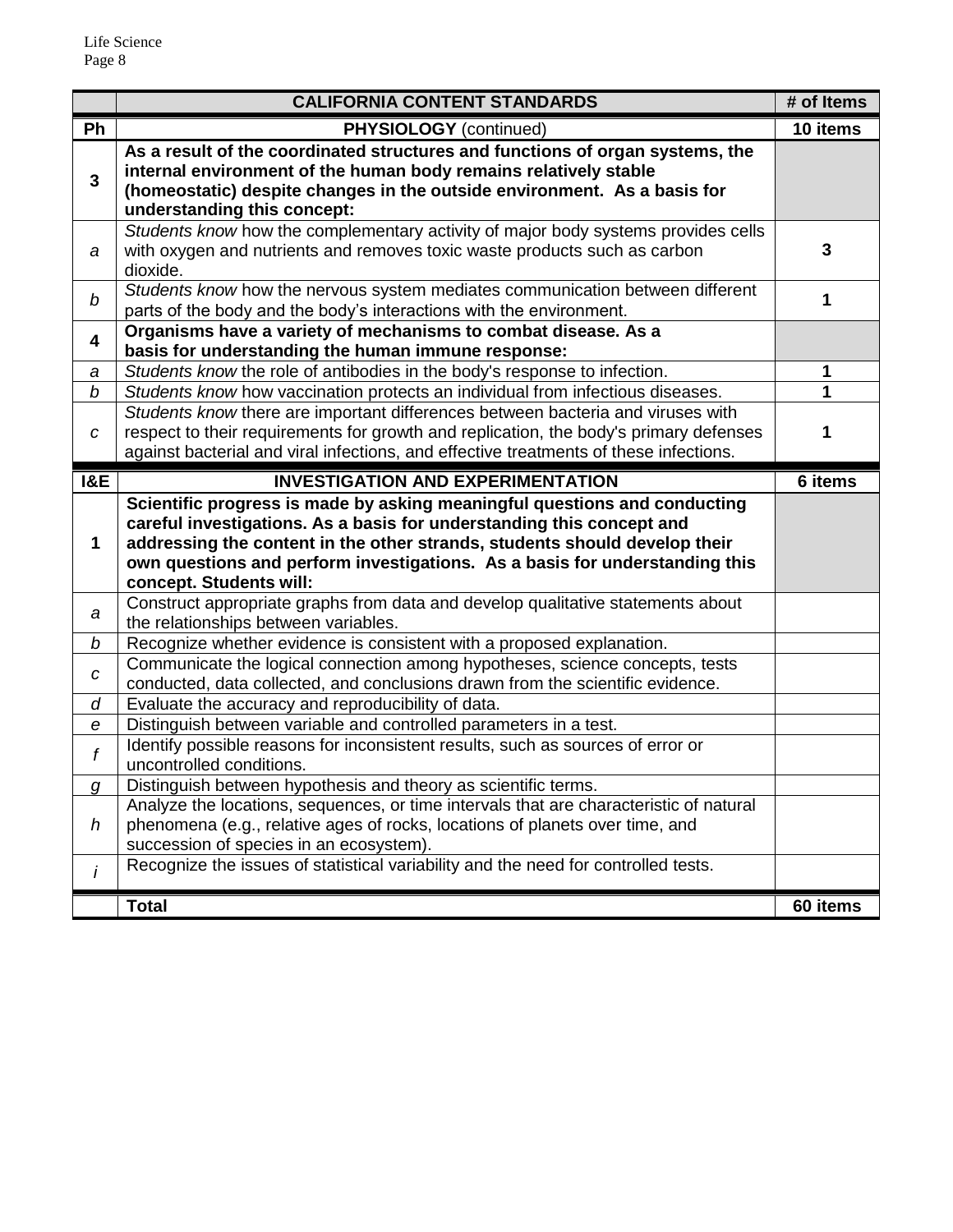| | **CALIFORNIA CONTENT STANDARDS** | **# of Items** |
|---|---|---|
| **Ph** | **PHYSIOLOGY** (continued) | **10 items** |
| **3** | **As a result of the coordinated structures and functions of organ systems, the internal environment of the human body remains relatively stable (homeostatic) despite changes in the outside environment. As a basis for understanding this concept:** | |
| *a* | *Students know* how the complementary activity of major body systems provides cells with oxygen and nutrients and removes toxic waste products such as carbon dioxide. | **3** |
| *b* | *Students know* how the nervous system mediates communication between different parts of the body and the body's interactions with the environment. | **1** |
| **4** | **Organisms have a variety of mechanisms to combat disease. As a basis for understanding the human immune response:** | |
| *a* | *Students know* the role of antibodies in the body's response to infection. | **1** |
| *b* | *Students know* how vaccination protects an individual from infectious diseases. | **1** |
| *c* | *Students know* there are important differences between bacteria and viruses with respect to their requirements for growth and replication, the body's primary defenses against bacterial and viral infections, and effective treatments of these infections. | **1** |
| **I&E** | **INVESTIGATION AND EXPERIMENTATION** | **6 items** |
| **1** | **Scientific progress is made by asking meaningful questions and conducting careful investigations. As a basis for understanding this concept and addressing the content in the other strands, students should develop their own questions and perform investigations. As a basis for understanding this concept. Students will:** | |
| *a* | Construct appropriate graphs from data and develop qualitative statements about the relationships between variables. | |
| *b* | Recognize whether evidence is consistent with a proposed explanation. | |
| *c* | Communicate the logical connection among hypotheses, science concepts, tests conducted, data collected, and conclusions drawn from the scientific evidence. | |
| *d* | Evaluate the accuracy and reproducibility of data. | |
| *e* | Distinguish between variable and controlled parameters in a test. | |
| *f* | Identify possible reasons for inconsistent results, such as sources of error or uncontrolled conditions. | |
| *g* | Distinguish between hypothesis and theory as scientific terms. | |
| *h* | Analyze the locations, sequences, or time intervals that are characteristic of natural phenomena (e.g., relative ages of rocks, locations of planets over time, and succession of species in an ecosystem). | |
| *i* | Recognize the issues of statistical variability and the need for controlled tests. | |
| | **Total** | **60 items** |